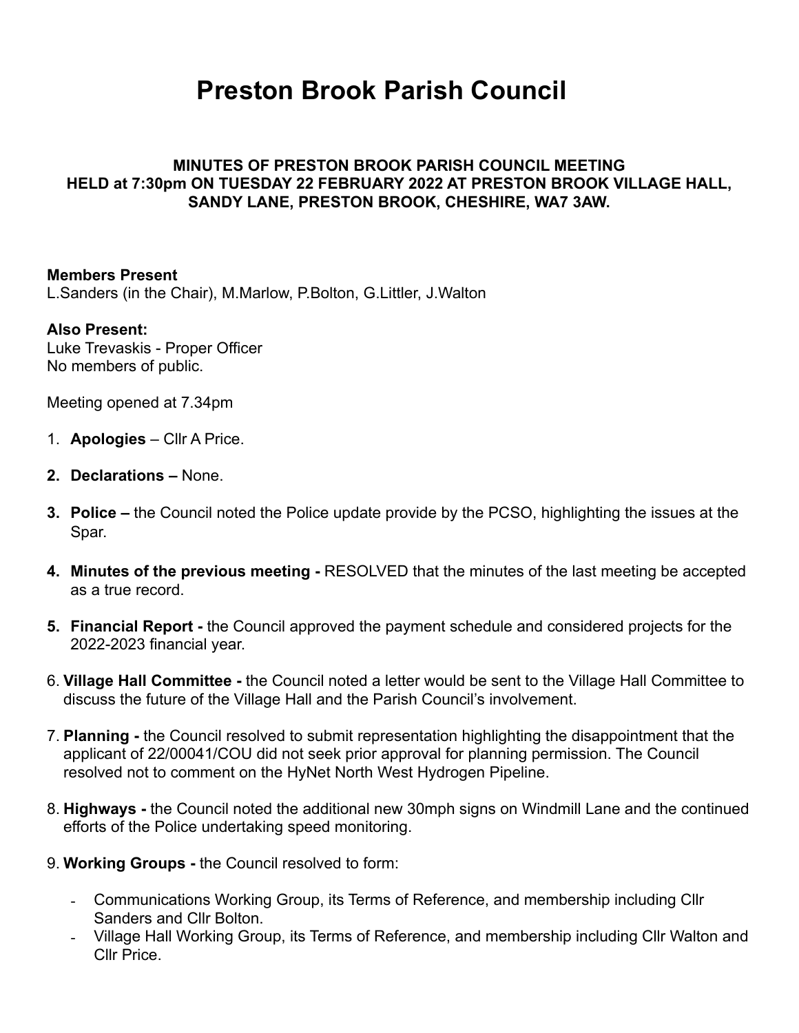# Preston Brook Parish Council

**MINUTES OF PRESTON BROOK PARISH COUNCIL MEETING HELD at 7:30pm ON TUESDAY 22 FEBRUARY 2022 AT PRESTON BROOK VILLAGE HALL, SANDY LANE, PRESTON BROOK, CHESHIRE, WA7 3AW.**

**Members Present**
L.Sanders (in the Chair), M.Marlow, P.Bolton, G.Littler, J.Walton

**Also Present:**
Luke Trevaskis - Proper Officer
No members of public.

Meeting opened at 7.34pm

1. **Apologies** – Cllr A Price.
2. **Declarations –** None.
3. **Police –** the Council noted the Police update provide by the PCSO, highlighting the issues at the Spar.
4. **Minutes of the previous meeting -** RESOLVED that the minutes of the last meeting be accepted as a true record.
5. **Financial Report -** the Council approved the payment schedule and considered projects for the 2022-2023 financial year.
6. **Village Hall Committee -** the Council noted a letter would be sent to the Village Hall Committee to discuss the future of the Village Hall and the Parish Council's involvement.
7. **Planning -** the Council resolved to submit representation highlighting the disappointment that the applicant of 22/00041/COU did not seek prior approval for planning permission. The Council resolved not to comment on the HyNet North West Hydrogen Pipeline.
8. **Highways -** the Council noted the additional new 30mph signs on Windmill Lane and the continued efforts of the Police undertaking speed monitoring.
9. **Working Groups -** the Council resolved to form:
   - Communications Working Group, its Terms of Reference, and membership including Cllr Sanders and Cllr Bolton.
   - Village Hall Working Group, its Terms of Reference, and membership including Cllr Walton and Cllr Price.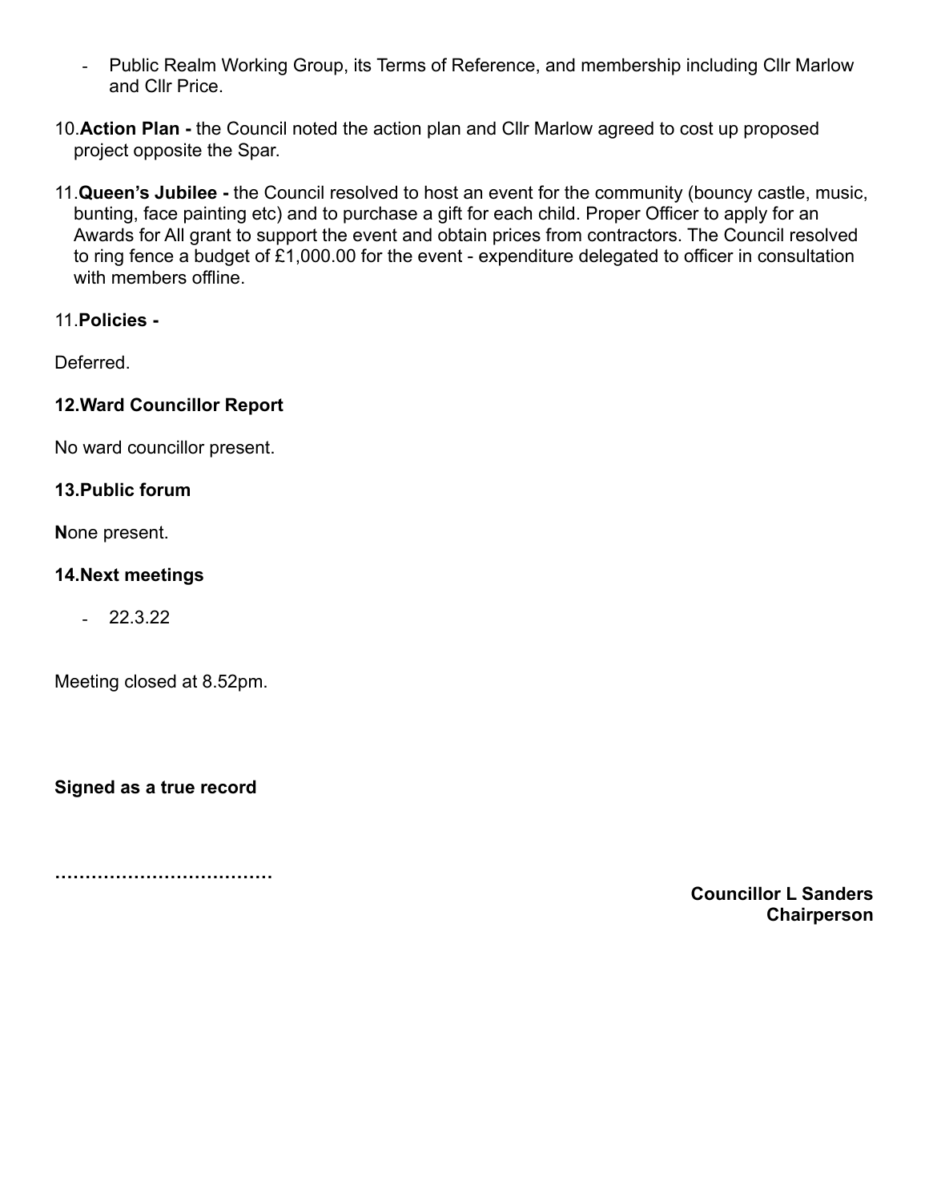- Public Realm Working Group, its Terms of Reference, and membership including Cllr Marlow and Cllr Price.

10. **Action Plan -** the Council noted the action plan and Cllr Marlow agreed to cost up proposed project opposite the Spar.

11. **Queen's Jubilee -** the Council resolved to host an event for the community (bouncy castle, music, bunting, face painting etc) and to purchase a gift for each child. Proper Officer to apply for an Awards for All grant to support the event and obtain prices from contractors. The Council resolved to ring fence a budget of £1,000.00 for the event - expenditure delegated to officer in consultation with members offline.

11.**Policies -**

Deferred.

**12.Ward Councillor Report**

No ward councillor present.

**13.Public forum**

**N**one present.

**14.Next meetings**

- 22.3.22

Meeting closed at 8.52pm.

**Signed as a true record**

**………………………………**

**Councillor L Sanders**
**Chairperson**